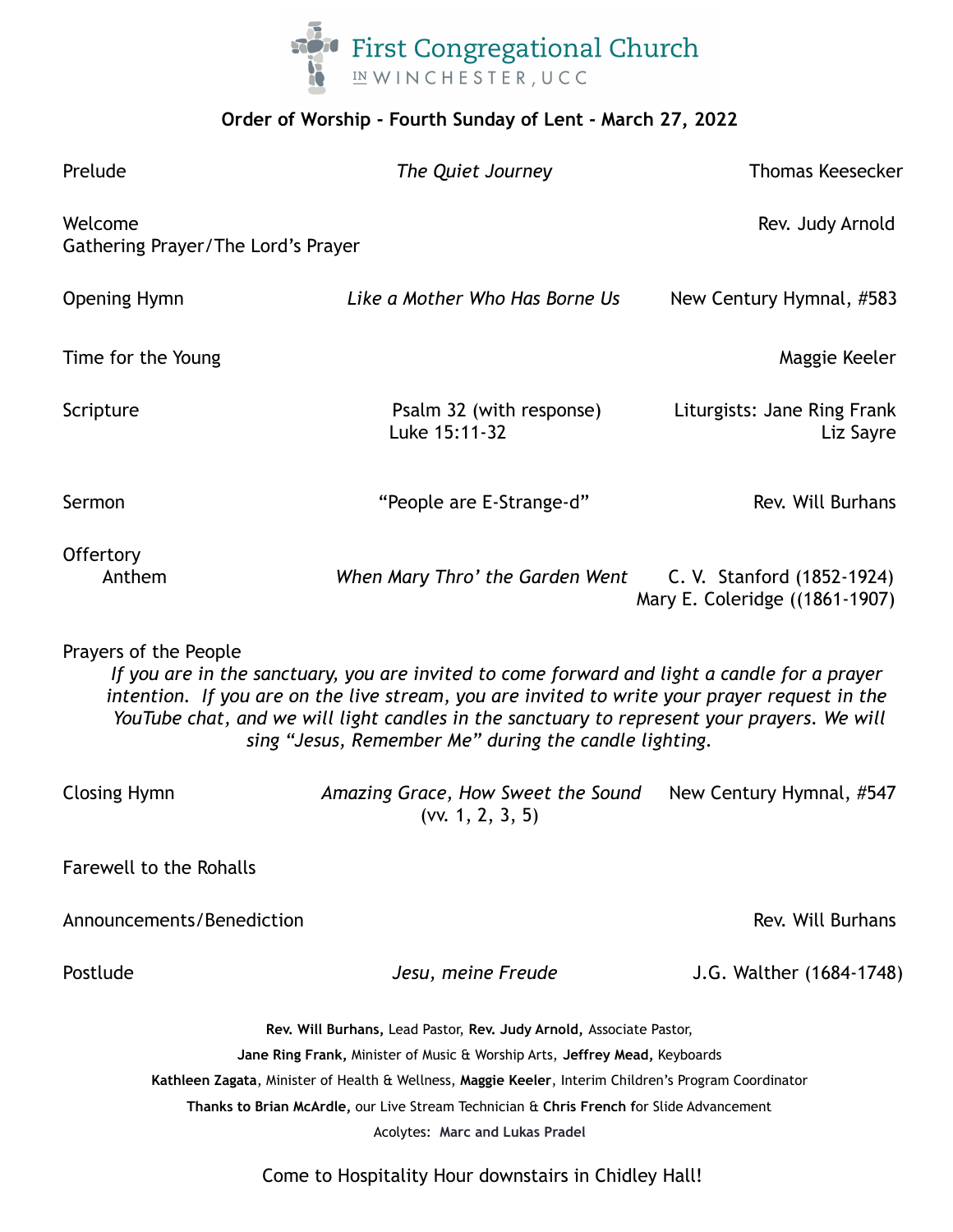# First Congregational Church

IN WINCHESTER, UCC

**Order of Worship - Fourth Sunday of Lent - March 27, 2022**

Prelude — *The Quiet Journey* — Thomas Keesecker

Welcome — Rev. Judy Arnold
Gathering Prayer/The Lord's Prayer

Opening Hymn — *Like a Mother Who Has Borne Us* — New Century Hymnal, #583

Time for the Young — Maggie Keeler

Scripture — Psalm 32 (with response) — Liturgists: Jane Ring Frank
Luke 15:11-32 — Liz Sayre

Sermon — "People are E-Strange-d" — Rev. Will Burhans

Offertory
Anthem — *When Mary Thro' the Garden Went* — C. V. Stanford (1852-1924)
Mary E. Coleridge ((1861-1907)

Prayers of the People

*If you are in the sanctuary, you are invited to come forward and light a candle for a prayer intention. If you are on the live stream, you are invited to write your prayer request in the YouTube chat, and we will light candles in the sanctuary to represent your prayers. We will sing "Jesus, Remember Me" during the candle lighting.*

Closing Hymn — *Amazing Grace, How Sweet the Sound* (vv. 1, 2, 3, 5) — New Century Hymnal, #547

Farewell to the Rohalls

Announcements/Benediction — Rev. Will Burhans

Postlude — *Jesu, meine Freude* — J.G. Walther (1684-1748)

**Rev. Will Burhans,** Lead Pastor, **Rev. Judy Arnold,** Associate Pastor,
**Jane Ring Frank,** Minister of Music & Worship Arts, **Jeffrey Mead,** Keyboards
**Kathleen Zagata**, Minister of Health & Wellness, **Maggie Keeler**, Interim Children's Program Coordinator
**Thanks to Brian McArdle,** our Live Stream Technician & **Chris French** for Slide Advancement
Acolytes: **Marc and Lukas Pradel**

Come to Hospitality Hour downstairs in Chidley Hall!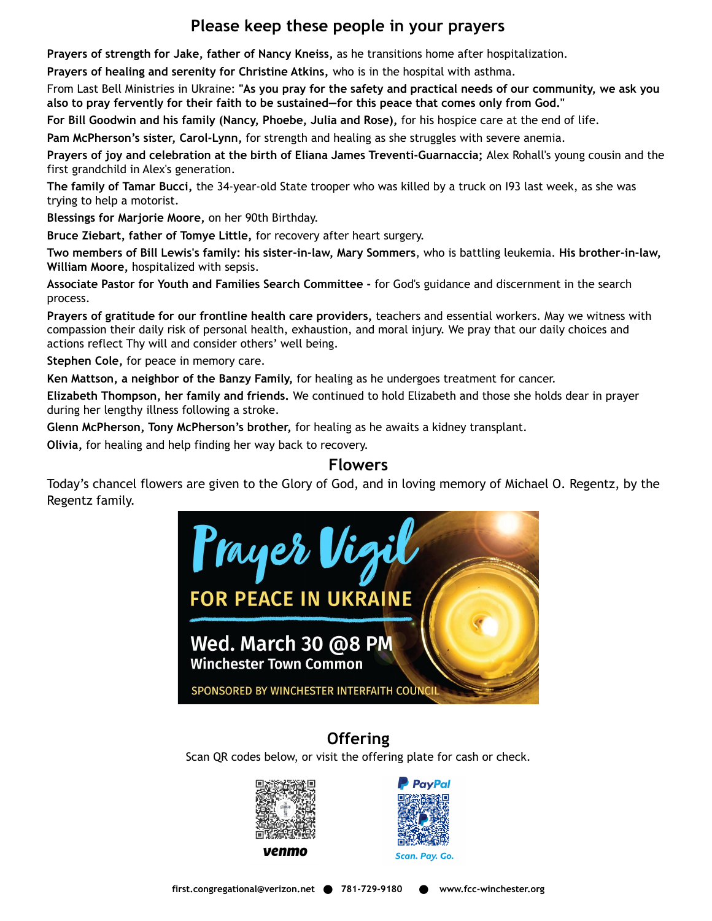## Please keep these people in your prayers

**Prayers of strength for Jake, father of Nancy Kneiss,** as he transitions home after hospitalization.

**Prayers of healing and serenity for Christine Atkins,** who is in the hospital with asthma.

From Last Bell Ministries in Ukraine: **"As you pray for the safety and practical needs of our community, we ask you also to pray fervently for their faith to be sustained—for this peace that comes only from God."**

**For Bill Goodwin and his family (Nancy, Phoebe, Julia and Rose),** for his hospice care at the end of life.

**Pam McPherson's sister, Carol-Lynn,** for strength and healing as she struggles with severe anemia.

**Prayers of joy and celebration at the birth of Eliana James Treventi-Guarnaccia;** Alex Rohall's young cousin and the first grandchild in Alex's generation.

**The family of Tamar Bucci,** the 34-year-old State trooper who was killed by a truck on I93 last week, as she was trying to help a motorist.

**Blessings for Marjorie Moore,** on her 90th Birthday.

**Bruce Ziebart, father of Tomye Little,** for recovery after heart surgery.

**Two members of Bill Lewis's family: his sister-in-law, Mary Sommers**, who is battling leukemia. **His brother-in-law, William Moore,** hospitalized with sepsis.

**Associate Pastor for Youth and Families Search Committee -** for God's guidance and discernment in the search process.

**Prayers of gratitude for our frontline health care providers,** teachers and essential workers. May we witness with compassion their daily risk of personal health, exhaustion, and moral injury. We pray that our daily choices and actions reflect Thy will and consider others' well being.

**Stephen Cole,** for peace in memory care.

**Ken Mattson, a neighbor of the Banzy Family,** for healing as he undergoes treatment for cancer.

**Elizabeth Thompson, her family and friends.** We continued to hold Elizabeth and those she holds dear in prayer during her lengthy illness following a stroke.

**Glenn McPherson, Tony McPherson's brother,** for healing as he awaits a kidney transplant.

**Olivia,** for healing and help finding her way back to recovery.

## Flowers

Today's chancel flowers are given to the Glory of God, and in loving memory of Michael O. Regentz, by the Regentz family.

Prayer Vigil
FOR PEACE IN UKRAINE
Wed. March 30 @8 PM
Winchester Town Common
SPONSORED BY WINCHESTER INTERFAITH COUNCIL

## Offering

Scan QR codes below, or visit the offering plate for cash or check.

venmo

PayPal
Scan. Pay. Go.

first.congregational@verizon.net ● 781-729-9180 ● www.fcc-winchester.org